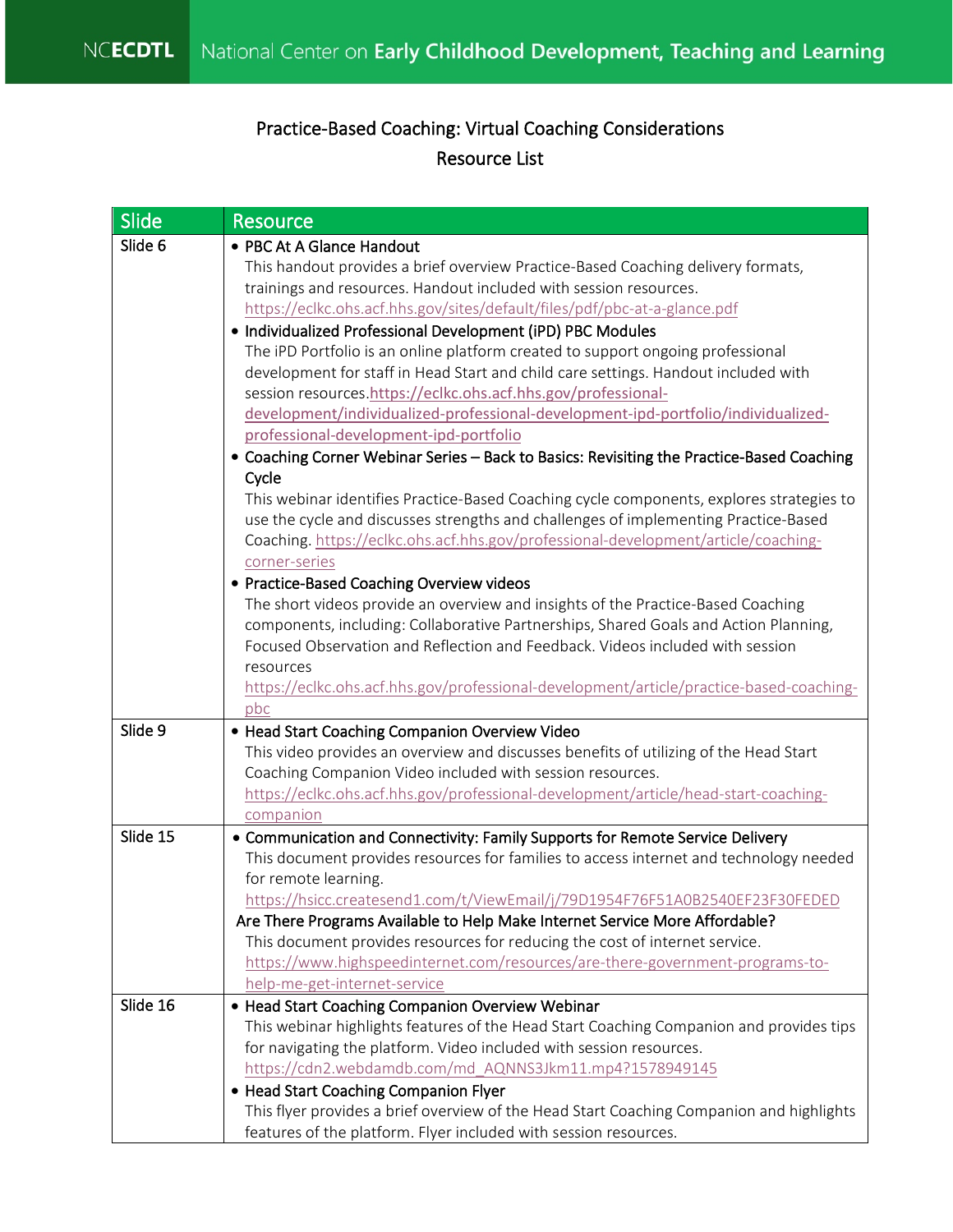NCECDTL National Center on **Early Childhood Development, Teaching and Learning**

# Practice-Based Coaching: Virtual Coaching Considerations

## Resource List

| Slide | Resource |
| --- | --- |
| Slide 6 | • PBC At A Glance Handout<br>This handout provides a brief overview Practice-Based Coaching delivery formats, trainings and resources. Handout included with session resources.<br>https://eclkc.ohs.acf.hhs.gov/sites/default/files/pdf/pbc-at-a-glance.pdf<br>• Individualized Professional Development (iPD) PBC Modules<br>The iPD Portfolio is an online platform created to support ongoing professional development for staff in Head Start and child care settings. Handout included with session resources.https://eclkc.ohs.acf.hhs.gov/professional-development/individualized-professional-development-ipd-portfolio/individualized-professional-development-ipd-portfolio<br>• Coaching Corner Webinar Series – Back to Basics: Revisiting the Practice-Based Coaching Cycle<br>This webinar identifies Practice-Based Coaching cycle components, explores strategies to use the cycle and discusses strengths and challenges of implementing Practice-Based Coaching. https://eclkc.ohs.acf.hhs.gov/professional-development/article/coaching-corner-series<br>• Practice-Based Coaching Overview videos<br>The short videos provide an overview and insights of the Practice-Based Coaching components, including: Collaborative Partnerships, Shared Goals and Action Planning, Focused Observation and Reflection and Feedback. Videos included with session resources<br>https://eclkc.ohs.acf.hhs.gov/professional-development/article/practice-based-coaching-pbc |
| Slide 9 | • Head Start Coaching Companion Overview Video<br>This video provides an overview and discusses benefits of utilizing of the Head Start Coaching Companion Video included with session resources.<br>https://eclkc.ohs.acf.hhs.gov/professional-development/article/head-start-coaching-companion |
| Slide 15 | • Communication and Connectivity: Family Supports for Remote Service Delivery<br>This document provides resources for families to access internet and technology needed for remote learning.<br>https://hsicc.createsend1.com/t/ViewEmail/j/79D1954F76F51A0B2540EF23F30FEDED<br>Are There Programs Available to Help Make Internet Service More Affordable?<br>This document provides resources for reducing the cost of internet service.<br>https://www.highspeedinternet.com/resources/are-there-government-programs-to-help-me-get-internet-service |
| Slide 16 | • Head Start Coaching Companion Overview Webinar<br>This webinar highlights features of the Head Start Coaching Companion and provides tips for navigating the platform. Video included with session resources.<br>https://cdn2.webdamdb.com/md_AQNNS3Jkm11.mp4?1578949145<br>• Head Start Coaching Companion Flyer<br>This flyer provides a brief overview of the Head Start Coaching Companion and highlights features of the platform. Flyer included with session resources. |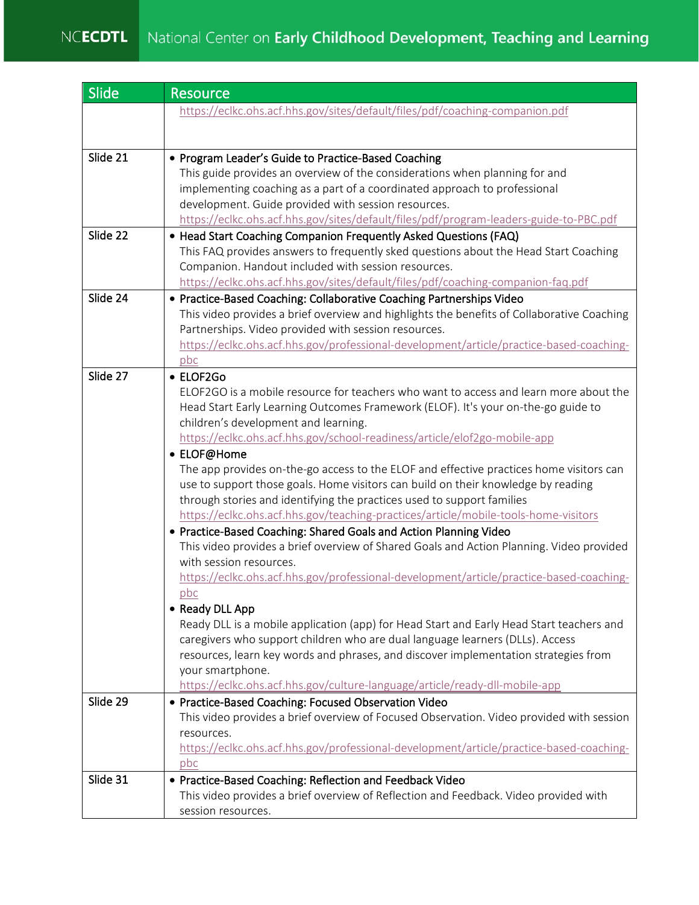| Slide | Resource |
|---|---|
| | https://eclkc.ohs.acf.hhs.gov/sites/default/files/pdf/coaching-companion.pdf |
| Slide 21 | • Program Leader's Guide to Practice-Based Coaching<br>This guide provides an overview of the considerations when planning for and implementing coaching as a part of a coordinated approach to professional development. Guide provided with session resources.<br>https://eclkc.ohs.acf.hhs.gov/sites/default/files/pdf/program-leaders-guide-to-PBC.pdf |
| Slide 22 | • Head Start Coaching Companion Frequently Asked Questions (FAQ)<br>This FAQ provides answers to frequently sked questions about the Head Start Coaching Companion. Handout included with session resources.<br>https://eclkc.ohs.acf.hhs.gov/sites/default/files/pdf/coaching-companion-faq.pdf |
| Slide 24 | • Practice-Based Coaching: Collaborative Coaching Partnerships Video<br>This video provides a brief overview and highlights the benefits of Collaborative Coaching Partnerships. Video provided with session resources.<br>https://eclkc.ohs.acf.hhs.gov/professional-development/article/practice-based-coaching-pbc |
| Slide 27 | • ELOF2Go<br>ELOF2GO is a mobile resource for teachers who want to access and learn more about the Head Start Early Learning Outcomes Framework (ELOF). It's your on-the-go guide to children's development and learning.<br>https://eclkc.ohs.acf.hhs.gov/school-readiness/article/elof2go-mobile-app<br>• ELOF@Home<br>The app provides on-the-go access to the ELOF and effective practices home visitors can use to support those goals. Home visitors can build on their knowledge by reading through stories and identifying the practices used to support families<br>https://eclkc.ohs.acf.hhs.gov/teaching-practices/article/mobile-tools-home-visitors<br>• Practice-Based Coaching: Shared Goals and Action Planning Video<br>This video provides a brief overview of Shared Goals and Action Planning. Video provided with session resources.<br>https://eclkc.ohs.acf.hhs.gov/professional-development/article/practice-based-coaching-pbc<br>• Ready DLL App<br>Ready DLL is a mobile application (app) for Head Start and Early Head Start teachers and caregivers who support children who are dual language learners (DLLs). Access resources, learn key words and phrases, and discover implementation strategies from your smartphone.<br>https://eclkc.ohs.acf.hhs.gov/culture-language/article/ready-dll-mobile-app |
| Slide 29 | • Practice-Based Coaching: Focused Observation Video<br>This video provides a brief overview of Focused Observation. Video provided with session resources.<br>https://eclkc.ohs.acf.hhs.gov/professional-development/article/practice-based-coaching-pbc |
| Slide 31 | • Practice-Based Coaching: Reflection and Feedback Video<br>This video provides a brief overview of Reflection and Feedback. Video provided with session resources. |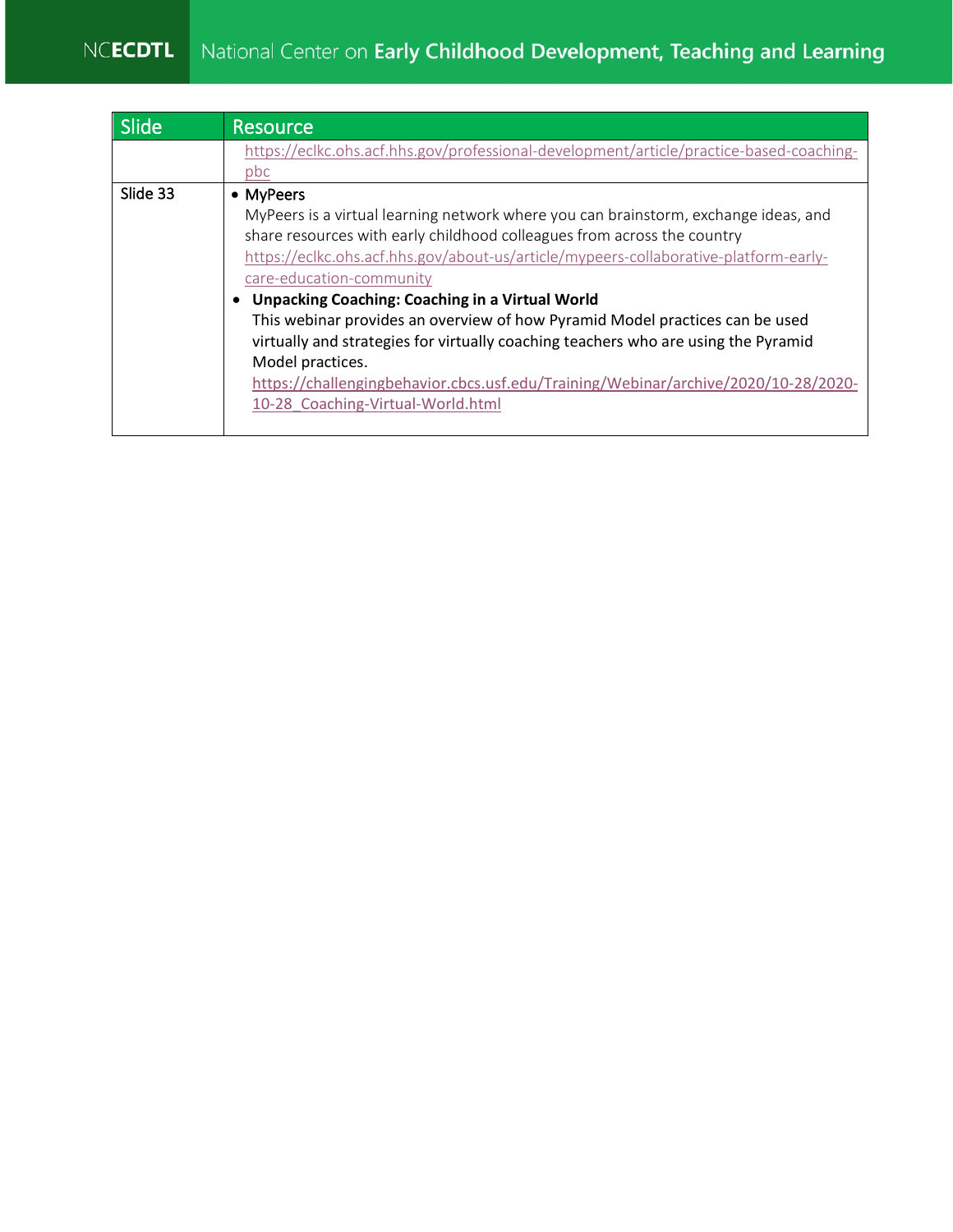| Slide | Resource |
|---|---|
| | https://eclkc.ohs.acf.hhs.gov/professional-development/article/practice-based-coaching-pbc |
| Slide 33 | • **MyPeers**<br>MyPeers is a virtual learning network where you can brainstorm, exchange ideas, and share resources with early childhood colleagues from across the country<br>https://eclkc.ohs.acf.hhs.gov/about-us/article/mypeers-collaborative-platform-early-care-education-community<br>• **Unpacking Coaching: Coaching in a Virtual World**<br>This webinar provides an overview of how Pyramid Model practices can be used virtually and strategies for virtually coaching teachers who are using the Pyramid Model practices.<br>https://challengingbehavior.cbcs.usf.edu/Training/Webinar/archive/2020/10-28/2020-10-28_Coaching-Virtual-World.html |